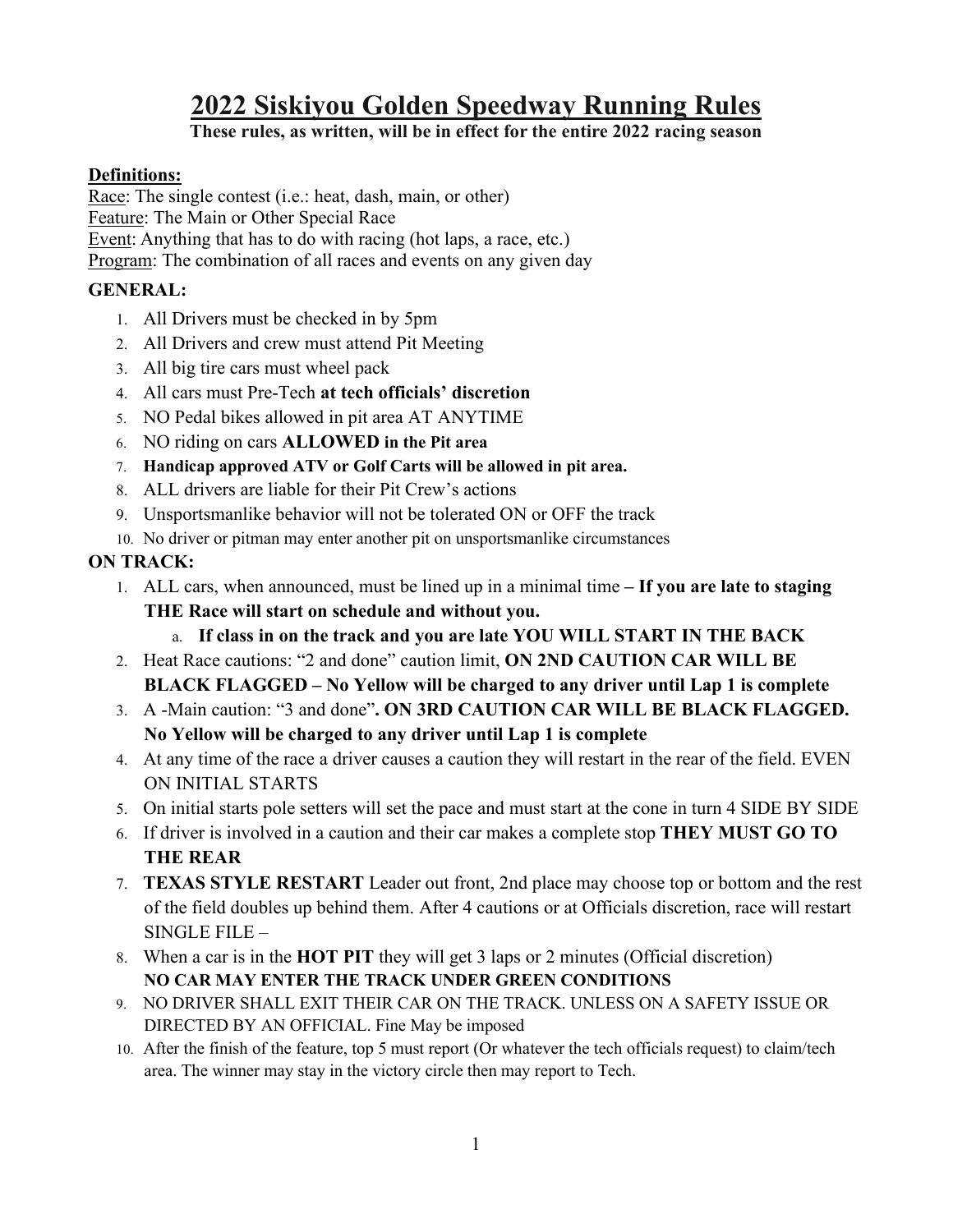# 2022 Siskiyou Golden Speedway Running Rules

**These rules, as written, will be in effect for the entire 2022 racing season**

**Definitions:**

Race: The single contest (i.e.: heat, dash, main, or other)
Feature: The Main or Other Special Race
Event: Anything that has to do with racing (hot laps, a race, etc.)
Program: The combination of all races and events on any given day

**GENERAL:**

1. All Drivers must be checked in by 5pm
2. All Drivers and crew must attend Pit Meeting
3. All big tire cars must wheel pack
4. All cars must Pre-Tech **at tech officials' discretion**
5. NO Pedal bikes allowed in pit area AT ANYTIME
6. NO riding on cars **ALLOWED in the Pit area**
7. **Handicap approved ATV or Golf Carts will be allowed in pit area.**
8. ALL drivers are liable for their Pit Crew's actions
9. Unsportsmanlike behavior will not be tolerated ON or OFF the track
10. No driver or pitman may enter another pit on unsportsmanlike circumstances

**ON TRACK:**

1. ALL cars, when announced, must be lined up in a minimal time **– If you are late to staging THE Race will start on schedule and without you.**
   a. **If class in on the track and you are late YOU WILL START IN THE BACK**
2. Heat Race cautions: "2 and done" caution limit, **ON 2ND CAUTION CAR WILL BE BLACK FLAGGED – No Yellow will be charged to any driver until Lap 1 is complete**
3. A -Main caution: "3 and done"**. ON 3RD CAUTION CAR WILL BE BLACK FLAGGED. No Yellow will be charged to any driver until Lap 1 is complete**
4. At any time of the race a driver causes a caution they will restart in the rear of the field. EVEN ON INITIAL STARTS
5. On initial starts pole setters will set the pace and must start at the cone in turn 4 SIDE BY SIDE
6. If driver is involved in a caution and their car makes a complete stop **THEY MUST GO TO THE REAR**
7. **TEXAS STYLE RESTART** Leader out front, 2nd place may choose top or bottom and the rest of the field doubles up behind them. After 4 cautions or at Officials discretion, race will restart SINGLE FILE –
8. When a car is in the **HOT PIT** they will get 3 laps or 2 minutes (Official discretion) **NO CAR MAY ENTER THE TRACK UNDER GREEN CONDITIONS**
9. NO DRIVER SHALL EXIT THEIR CAR ON THE TRACK. UNLESS ON A SAFETY ISSUE OR DIRECTED BY AN OFFICIAL. Fine May be imposed
10. After the finish of the feature, top 5 must report (Or whatever the tech officials request) to claim/tech area. The winner may stay in the victory circle then may report to Tech.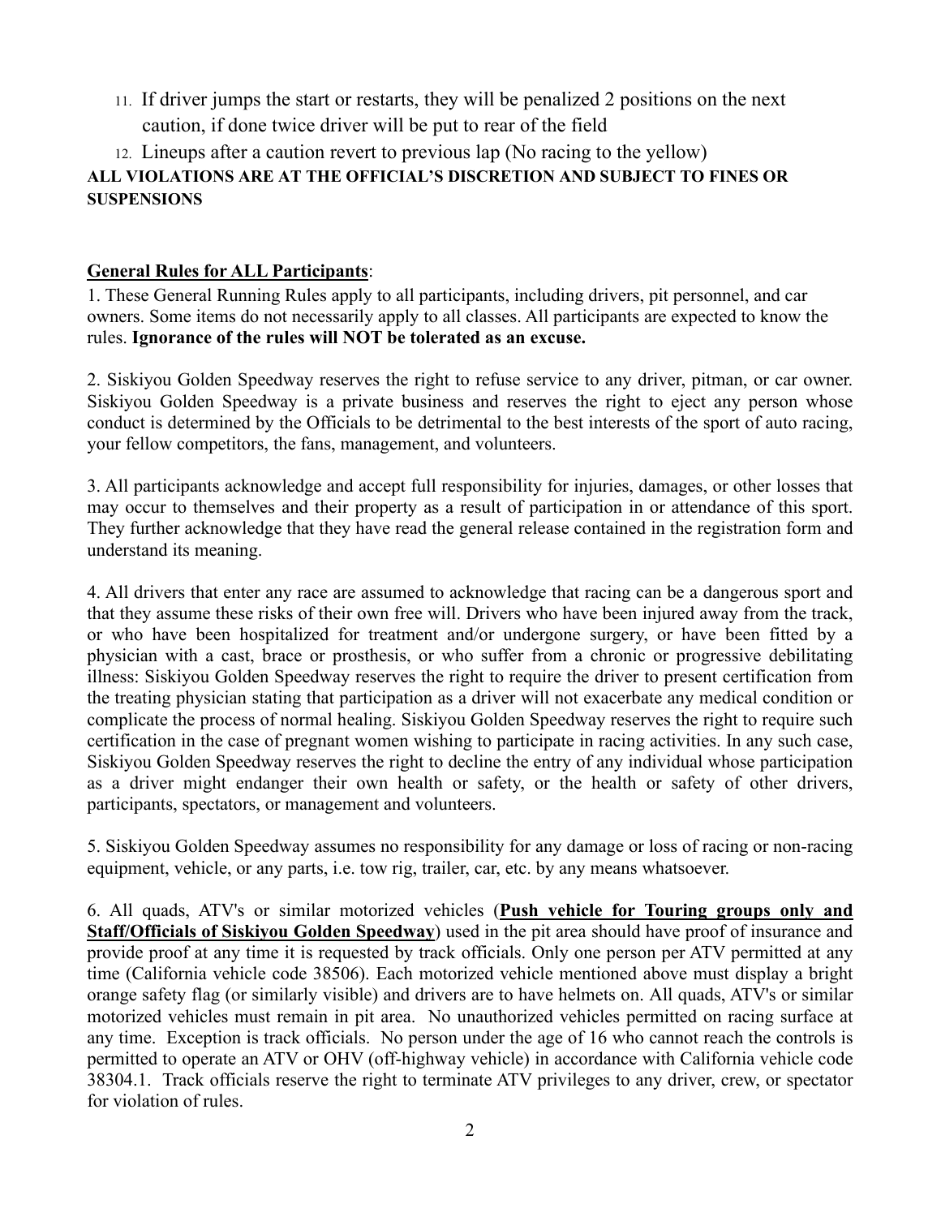11. If driver jumps the start or restarts, they will be penalized 2 positions on the next caution, if done twice driver will be put to rear of the field
12. Lineups after a caution revert to previous lap (No racing to the yellow)

**ALL VIOLATIONS ARE AT THE OFFICIAL'S DISCRETION AND SUBJECT TO FINES OR SUSPENSIONS**

**General Rules for ALL Participants**:

1. These General Running Rules apply to all participants, including drivers, pit personnel, and car owners. Some items do not necessarily apply to all classes. All participants are expected to know the rules. **Ignorance of the rules will NOT be tolerated as an excuse.**

2. Siskiyou Golden Speedway reserves the right to refuse service to any driver, pitman, or car owner. Siskiyou Golden Speedway is a private business and reserves the right to eject any person whose conduct is determined by the Officials to be detrimental to the best interests of the sport of auto racing, your fellow competitors, the fans, management, and volunteers.

3. All participants acknowledge and accept full responsibility for injuries, damages, or other losses that may occur to themselves and their property as a result of participation in or attendance of this sport. They further acknowledge that they have read the general release contained in the registration form and understand its meaning.

4. All drivers that enter any race are assumed to acknowledge that racing can be a dangerous sport and that they assume these risks of their own free will. Drivers who have been injured away from the track, or who have been hospitalized for treatment and/or undergone surgery, or have been fitted by a physician with a cast, brace or prosthesis, or who suffer from a chronic or progressive debilitating illness: Siskiyou Golden Speedway reserves the right to require the driver to present certification from the treating physician stating that participation as a driver will not exacerbate any medical condition or complicate the process of normal healing. Siskiyou Golden Speedway reserves the right to require such certification in the case of pregnant women wishing to participate in racing activities. In any such case, Siskiyou Golden Speedway reserves the right to decline the entry of any individual whose participation as a driver might endanger their own health or safety, or the health or safety of other drivers, participants, spectators, or management and volunteers.

5. Siskiyou Golden Speedway assumes no responsibility for any damage or loss of racing or non-racing equipment, vehicle, or any parts, i.e. tow rig, trailer, car, etc. by any means whatsoever.

6. All quads, ATV's or similar motorized vehicles (**Push vehicle for Touring groups only and Staff/Officials of Siskiyou Golden Speedway**) used in the pit area should have proof of insurance and provide proof at any time it is requested by track officials. Only one person per ATV permitted at any time (California vehicle code 38506). Each motorized vehicle mentioned above must display a bright orange safety flag (or similarly visible) and drivers are to have helmets on. All quads, ATV's or similar motorized vehicles must remain in pit area. No unauthorized vehicles permitted on racing surface at any time. Exception is track officials. No person under the age of 16 who cannot reach the controls is permitted to operate an ATV or OHV (off-highway vehicle) in accordance with California vehicle code 38304.1. Track officials reserve the right to terminate ATV privileges to any driver, crew, or spectator for violation of rules.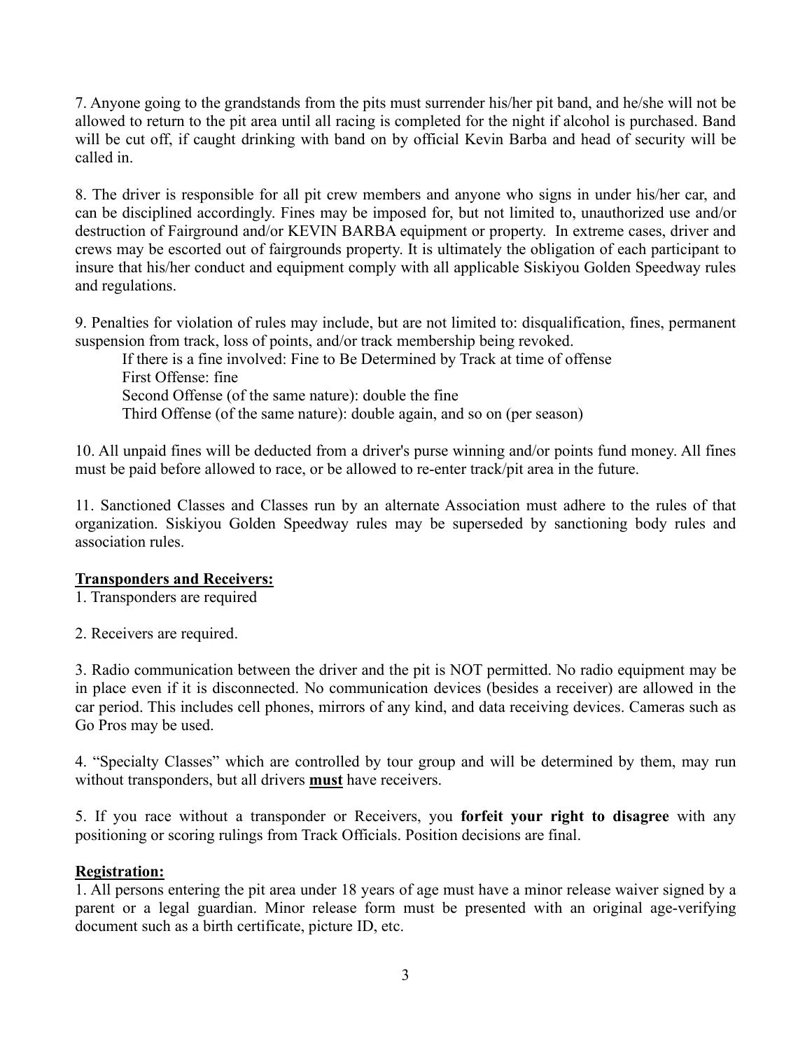7. Anyone going to the grandstands from the pits must surrender his/her pit band, and he/she will not be allowed to return to the pit area until all racing is completed for the night if alcohol is purchased. Band will be cut off, if caught drinking with band on by official Kevin Barba and head of security will be called in.

8. The driver is responsible for all pit crew members and anyone who signs in under his/her car, and can be disciplined accordingly. Fines may be imposed for, but not limited to, unauthorized use and/or destruction of Fairground and/or KEVIN BARBA equipment or property. In extreme cases, driver and crews may be escorted out of fairgrounds property. It is ultimately the obligation of each participant to insure that his/her conduct and equipment comply with all applicable Siskiyou Golden Speedway rules and regulations.

9. Penalties for violation of rules may include, but are not limited to: disqualification, fines, permanent suspension from track, loss of points, and/or track membership being revoked.

If there is a fine involved: Fine to Be Determined by Track at time of offense
First Offense: fine
Second Offense (of the same nature): double the fine
Third Offense (of the same nature): double again, and so on (per season)

10. All unpaid fines will be deducted from a driver's purse winning and/or points fund money. All fines must be paid before allowed to race, or be allowed to re-enter track/pit area in the future.

11. Sanctioned Classes and Classes run by an alternate Association must adhere to the rules of that organization. Siskiyou Golden Speedway rules may be superseded by sanctioning body rules and association rules.

**Transponders and Receivers:**

1. Transponders are required

2. Receivers are required.

3. Radio communication between the driver and the pit is NOT permitted. No radio equipment may be in place even if it is disconnected. No communication devices (besides a receiver) are allowed in the car period. This includes cell phones, mirrors of any kind, and data receiving devices. Cameras such as Go Pros may be used.

4. “Specialty Classes” which are controlled by tour group and will be determined by them, may run without transponders, but all drivers **must** have receivers.

5. If you race without a transponder or Receivers, you **forfeit your right to disagree** with any positioning or scoring rulings from Track Officials. Position decisions are final.

**Registration:**

1. All persons entering the pit area under 18 years of age must have a minor release waiver signed by a parent or a legal guardian. Minor release form must be presented with an original age-verifying document such as a birth certificate, picture ID, etc.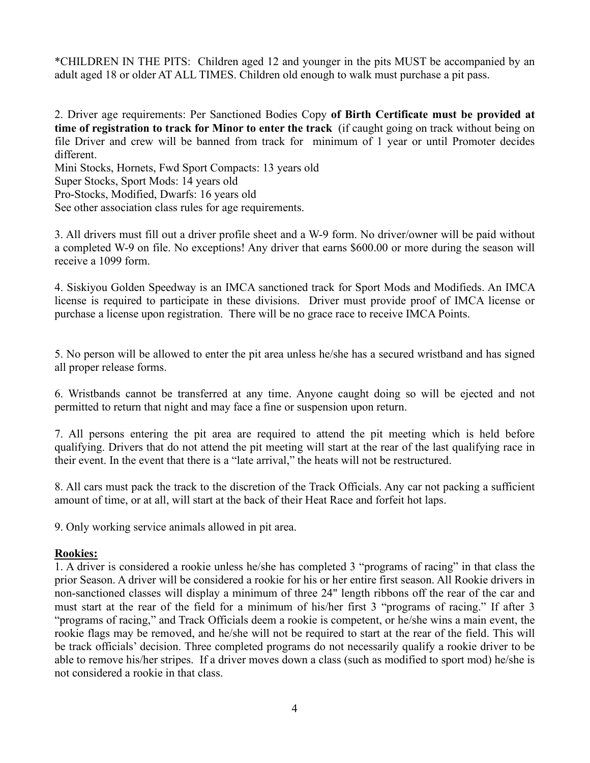*CHILDREN IN THE PITS: Children aged 12 and younger in the pits MUST be accompanied by an adult aged 18 or older AT ALL TIMES. Children old enough to walk must purchase a pit pass.

2. Driver age requirements: Per Sanctioned Bodies Copy **of Birth Certificate must be provided at time of registration to track for Minor to enter the track** (if caught going on track without being on file Driver and crew will be banned from track for minimum of 1 year or until Promoter decides different.
Mini Stocks, Hornets, Fwd Sport Compacts: 13 years old
Super Stocks, Sport Mods: 14 years old
Pro-Stocks, Modified, Dwarfs: 16 years old
See other association class rules for age requirements.

3. All drivers must fill out a driver profile sheet and a W-9 form. No driver/owner will be paid without a completed W-9 on file. No exceptions! Any driver that earns $600.00 or more during the season will receive a 1099 form.

4. Siskiyou Golden Speedway is an IMCA sanctioned track for Sport Mods and Modifieds. An IMCA license is required to participate in these divisions. Driver must provide proof of IMCA license or purchase a license upon registration. There will be no grace race to receive IMCA Points.

5. No person will be allowed to enter the pit area unless he/she has a secured wristband and has signed all proper release forms.

6. Wristbands cannot be transferred at any time. Anyone caught doing so will be ejected and not permitted to return that night and may face a fine or suspension upon return.

7. All persons entering the pit area are required to attend the pit meeting which is held before qualifying. Drivers that do not attend the pit meeting will start at the rear of the last qualifying race in their event. In the event that there is a "late arrival," the heats will not be restructured.

8. All cars must pack the track to the discretion of the Track Officials. Any car not packing a sufficient amount of time, or at all, will start at the back of their Heat Race and forfeit hot laps.

9. Only working service animals allowed in pit area.

**Rookies:**

1. A driver is considered a rookie unless he/she has completed 3 "programs of racing" in that class the prior Season. A driver will be considered a rookie for his or her entire first season. All Rookie drivers in non-sanctioned classes will display a minimum of three 24" length ribbons off the rear of the car and must start at the rear of the field for a minimum of his/her first 3 "programs of racing." If after 3 "programs of racing," and Track Officials deem a rookie is competent, or he/she wins a main event, the rookie flags may be removed, and he/she will not be required to start at the rear of the field. This will be track officials' decision. Three completed programs do not necessarily qualify a rookie driver to be able to remove his/her stripes. If a driver moves down a class (such as modified to sport mod) he/she is not considered a rookie in that class.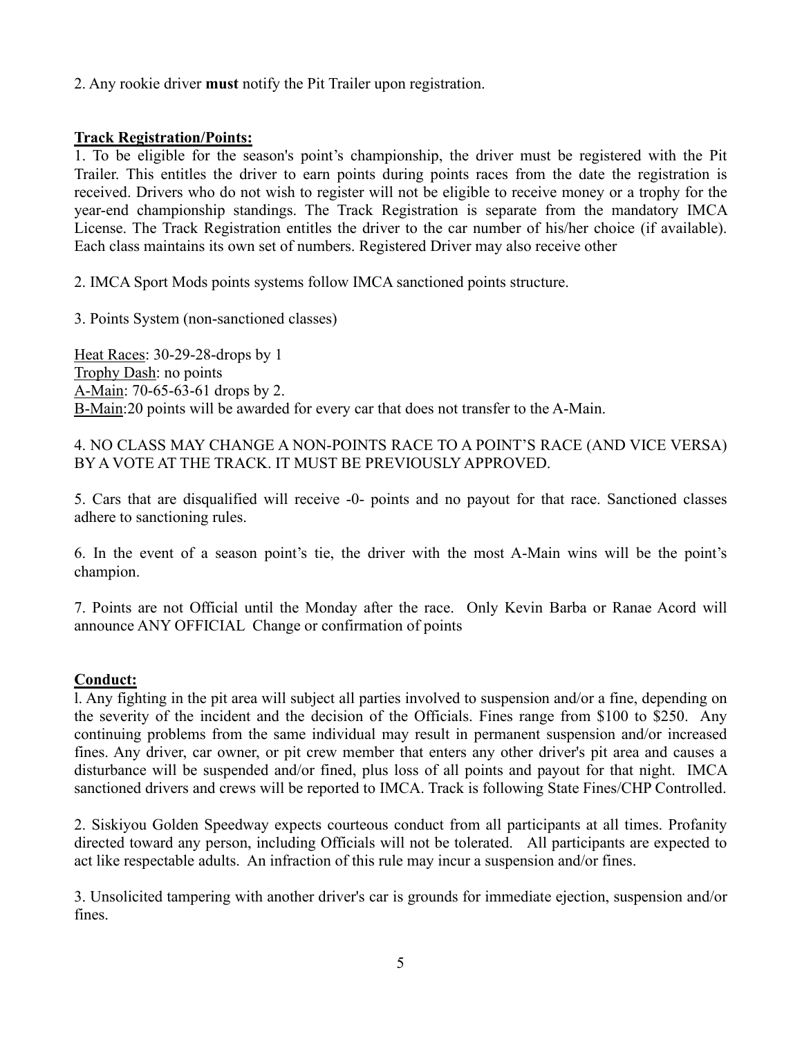2. Any rookie driver **must** notify the Pit Trailer upon registration.

**Track Registration/Points:**

1. To be eligible for the season's point's championship, the driver must be registered with the Pit Trailer. This entitles the driver to earn points during points races from the date the registration is received. Drivers who do not wish to register will not be eligible to receive money or a trophy for the year-end championship standings. The Track Registration is separate from the mandatory IMCA License. The Track Registration entitles the driver to the car number of his/her choice (if available). Each class maintains its own set of numbers. Registered Driver may also receive other

2. IMCA Sport Mods points systems follow IMCA sanctioned points structure.

3. Points System (non-sanctioned classes)

<u>Heat Races</u>: 30-29-28-drops by 1
<u>Trophy Dash</u>: no points
<u>A-Main</u>: 70-65-63-61 drops by 2.
<u>B-Main</u>:20 points will be awarded for every car that does not transfer to the A-Main.

4. NO CLASS MAY CHANGE A NON-POINTS RACE TO A POINT'S RACE (AND VICE VERSA) BY A VOTE AT THE TRACK. IT MUST BE PREVIOUSLY APPROVED.

5. Cars that are disqualified will receive -0- points and no payout for that race. Sanctioned classes adhere to sanctioning rules.

6. In the event of a season point's tie, the driver with the most A-Main wins will be the point's champion.

7. Points are not Official until the Monday after the race. Only Kevin Barba or Ranae Acord will announce ANY OFFICIAL Change or confirmation of points

**Conduct:**

l. Any fighting in the pit area will subject all parties involved to suspension and/or a fine, depending on the severity of the incident and the decision of the Officials. Fines range from $100 to $250. Any continuing problems from the same individual may result in permanent suspension and/or increased fines. Any driver, car owner, or pit crew member that enters any other driver's pit area and causes a disturbance will be suspended and/or fined, plus loss of all points and payout for that night. IMCA sanctioned drivers and crews will be reported to IMCA. Track is following State Fines/CHP Controlled.

2. Siskiyou Golden Speedway expects courteous conduct from all participants at all times. Profanity directed toward any person, including Officials will not be tolerated. All participants are expected to act like respectable adults. An infraction of this rule may incur a suspension and/or fines.

3. Unsolicited tampering with another driver's car is grounds for immediate ejection, suspension and/or fines.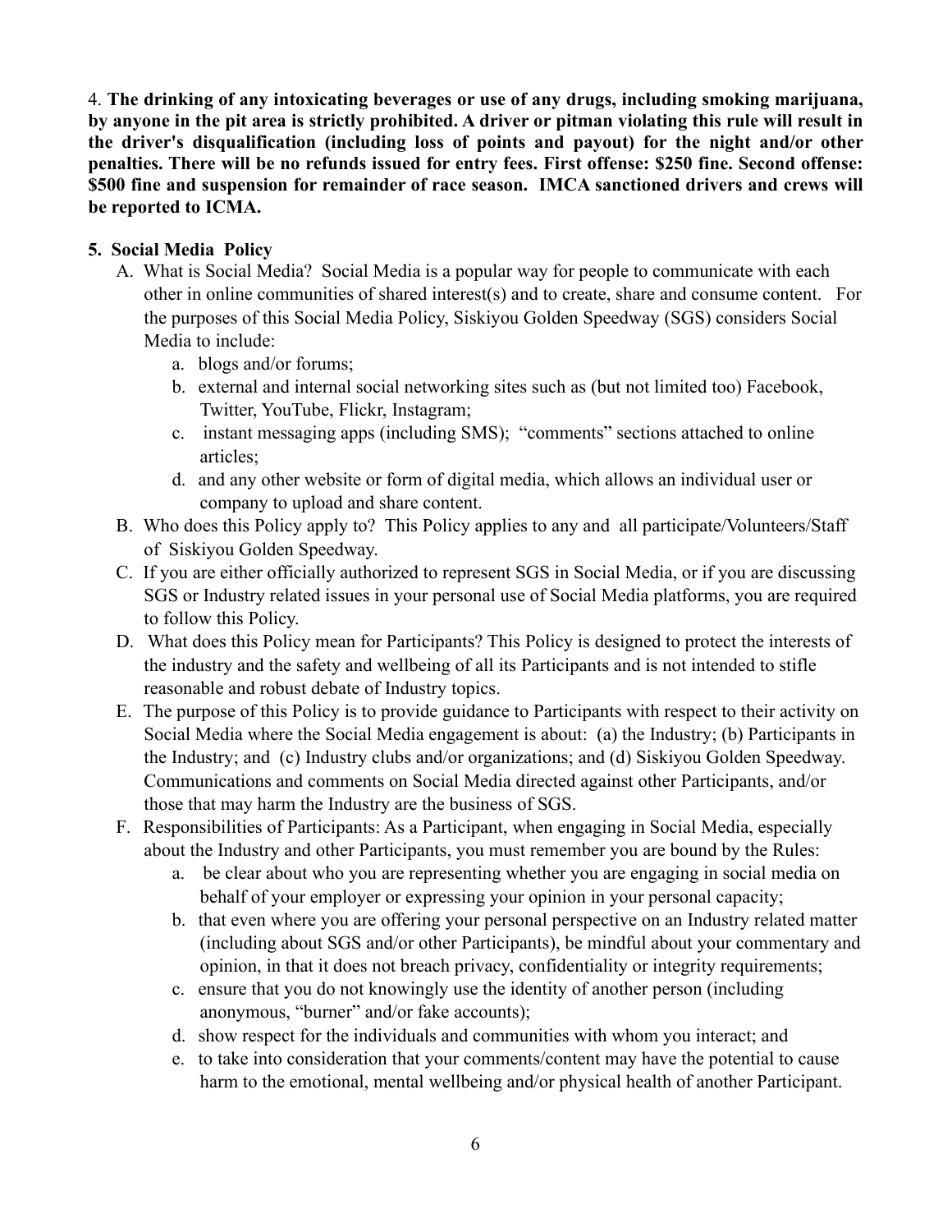4. **The drinking of any intoxicating beverages or use of any drugs, including smoking marijuana, by anyone in the pit area is strictly prohibited. A driver or pitman violating this rule will result in the driver's disqualification (including loss of points and payout) for the night and/or other penalties. There will be no refunds issued for entry fees. First offense: $250 fine. Second offense: $500 fine and suspension for remainder of race season. IMCA sanctioned drivers and crews will be reported to ICMA.**

**5. Social Media Policy**

A. What is Social Media? Social Media is a popular way for people to communicate with each other in online communities of shared interest(s) and to create, share and consume content. For the purposes of this Social Media Policy, Siskiyou Golden Speedway (SGS) considers Social Media to include:
   a. blogs and/or forums;
   b. external and internal social networking sites such as (but not limited too) Facebook, Twitter, YouTube, Flickr, Instagram;
   c. instant messaging apps (including SMS); "comments" sections attached to online articles;
   d. and any other website or form of digital media, which allows an individual user or company to upload and share content.

B. Who does this Policy apply to? This Policy applies to any and all participate/Volunteers/Staff of Siskiyou Golden Speedway.

C. If you are either officially authorized to represent SGS in Social Media, or if you are discussing SGS or Industry related issues in your personal use of Social Media platforms, you are required to follow this Policy.

D. What does this Policy mean for Participants? This Policy is designed to protect the interests of the industry and the safety and wellbeing of all its Participants and is not intended to stifle reasonable and robust debate of Industry topics.

E. The purpose of this Policy is to provide guidance to Participants with respect to their activity on Social Media where the Social Media engagement is about: (a) the Industry; (b) Participants in the Industry; and (c) Industry clubs and/or organizations; and (d) Siskiyou Golden Speedway. Communications and comments on Social Media directed against other Participants, and/or those that may harm the Industry are the business of SGS.

F. Responsibilities of Participants: As a Participant, when engaging in Social Media, especially about the Industry and other Participants, you must remember you are bound by the Rules:
   a. be clear about who you are representing whether you are engaging in social media on behalf of your employer or expressing your opinion in your personal capacity;
   b. that even where you are offering your personal perspective on an Industry related matter (including about SGS and/or other Participants), be mindful about your commentary and opinion, in that it does not breach privacy, confidentiality or integrity requirements;
   c. ensure that you do not knowingly use the identity of another person (including anonymous, "burner" and/or fake accounts);
   d. show respect for the individuals and communities with whom you interact; and
   e. to take into consideration that your comments/content may have the potential to cause harm to the emotional, mental wellbeing and/or physical health of another Participant.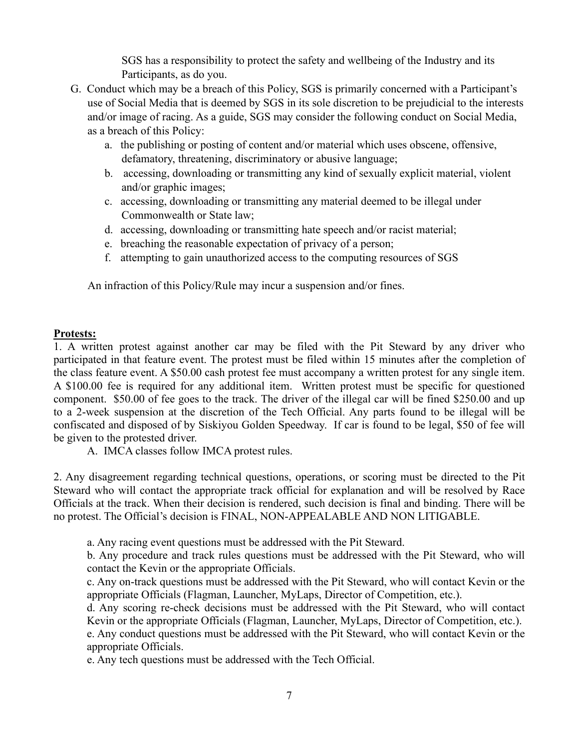SGS has a responsibility to protect the safety and wellbeing of the Industry and its Participants, as do you.

G. Conduct which may be a breach of this Policy, SGS is primarily concerned with a Participant's use of Social Media that is deemed by SGS in its sole discretion to be prejudicial to the interests and/or image of racing. As a guide, SGS may consider the following conduct on Social Media, as a breach of this Policy:

   a. the publishing or posting of content and/or material which uses obscene, offensive, defamatory, threatening, discriminatory or abusive language;
   b. accessing, downloading or transmitting any kind of sexually explicit material, violent and/or graphic images;
   c. accessing, downloading or transmitting any material deemed to be illegal under Commonwealth or State law;
   d. accessing, downloading or transmitting hate speech and/or racist material;
   e. breaching the reasonable expectation of privacy of a person;
   f. attempting to gain unauthorized access to the computing resources of SGS

An infraction of this Policy/Rule may incur a suspension and/or fines.

**Protests:**

1. A written protest against another car may be filed with the Pit Steward by any driver who participated in that feature event. The protest must be filed within 15 minutes after the completion of the class feature event. A $50.00 cash protest fee must accompany a written protest for any single item. A $100.00 fee is required for any additional item. Written protest must be specific for questioned component. $50.00 of fee goes to the track. The driver of the illegal car will be fined $250.00 and up to a 2-week suspension at the discretion of the Tech Official. Any parts found to be illegal will be confiscated and disposed of by Siskiyou Golden Speedway. If car is found to be legal, $50 of fee will be given to the protested driver.

   A. IMCA classes follow IMCA protest rules.

2. Any disagreement regarding technical questions, operations, or scoring must be directed to the Pit Steward who will contact the appropriate track official for explanation and will be resolved by Race Officials at the track. When their decision is rendered, such decision is final and binding. There will be no protest. The Official's decision is FINAL, NON-APPEALABLE AND NON LITIGABLE.

   a. Any racing event questions must be addressed with the Pit Steward.
   b. Any procedure and track rules questions must be addressed with the Pit Steward, who will contact the Kevin or the appropriate Officials.
   c. Any on-track questions must be addressed with the Pit Steward, who will contact Kevin or the appropriate Officials (Flagman, Launcher, MyLaps, Director of Competition, etc.).
   d. Any scoring re-check decisions must be addressed with the Pit Steward, who will contact Kevin or the appropriate Officials (Flagman, Launcher, MyLaps, Director of Competition, etc.).
   e. Any conduct questions must be addressed with the Pit Steward, who will contact Kevin or the appropriate Officials.
   e. Any tech questions must be addressed with the Tech Official.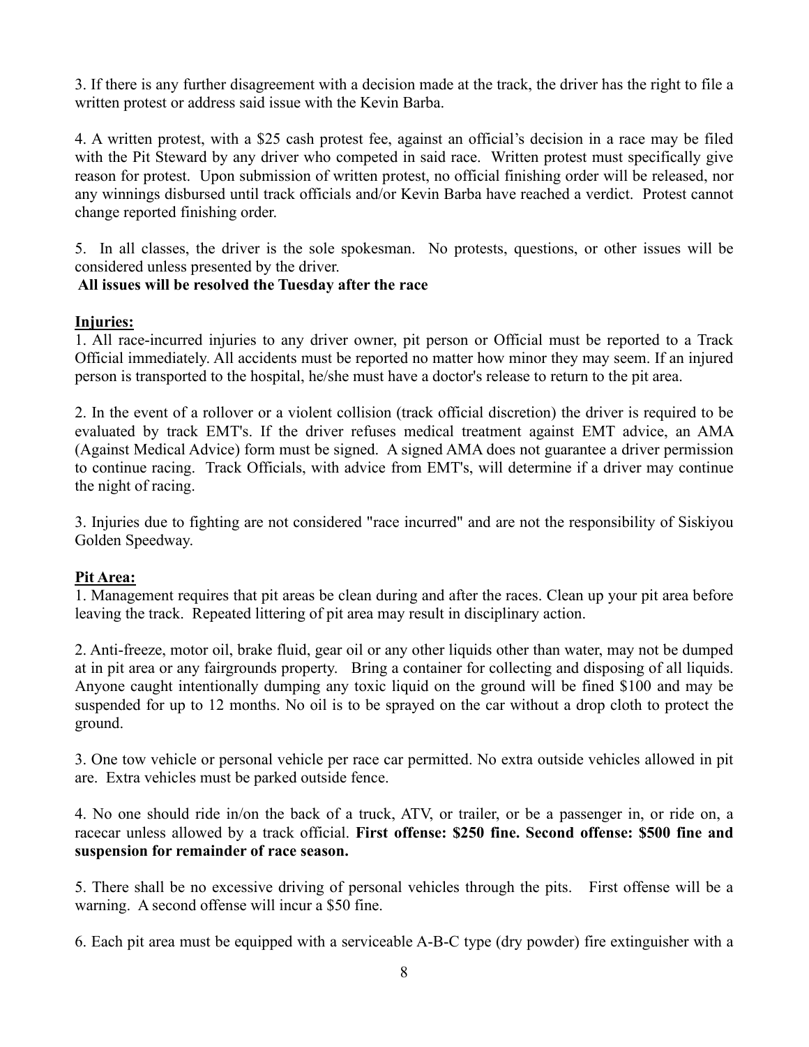3. If there is any further disagreement with a decision made at the track, the driver has the right to file a written protest or address said issue with the Kevin Barba.

4. A written protest, with a $25 cash protest fee, against an official's decision in a race may be filed with the Pit Steward by any driver who competed in said race. Written protest must specifically give reason for protest. Upon submission of written protest, no official finishing order will be released, nor any winnings disbursed until track officials and/or Kevin Barba have reached a verdict. Protest cannot change reported finishing order.

5. In all classes, the driver is the sole spokesman. No protests, questions, or other issues will be considered unless presented by the driver.

**All issues will be resolved the Tuesday after the race**

**Injuries:**

1. All race-incurred injuries to any driver owner, pit person or Official must be reported to a Track Official immediately. All accidents must be reported no matter how minor they may seem. If an injured person is transported to the hospital, he/she must have a doctor's release to return to the pit area.

2. In the event of a rollover or a violent collision (track official discretion) the driver is required to be evaluated by track EMT's. If the driver refuses medical treatment against EMT advice, an AMA (Against Medical Advice) form must be signed. A signed AMA does not guarantee a driver permission to continue racing. Track Officials, with advice from EMT's, will determine if a driver may continue the night of racing.

3. Injuries due to fighting are not considered "race incurred" and are not the responsibility of Siskiyou Golden Speedway.

**Pit Area:**

1. Management requires that pit areas be clean during and after the races. Clean up your pit area before leaving the track. Repeated littering of pit area may result in disciplinary action.

2. Anti-freeze, motor oil, brake fluid, gear oil or any other liquids other than water, may not be dumped at in pit area or any fairgrounds property. Bring a container for collecting and disposing of all liquids. Anyone caught intentionally dumping any toxic liquid on the ground will be fined $100 and may be suspended for up to 12 months. No oil is to be sprayed on the car without a drop cloth to protect the ground.

3. One tow vehicle or personal vehicle per race car permitted. No extra outside vehicles allowed in pit are. Extra vehicles must be parked outside fence.

4. No one should ride in/on the back of a truck, ATV, or trailer, or be a passenger in, or ride on, a racecar unless allowed by a track official. **First offense: $250 fine. Second offense: $500 fine and suspension for remainder of race season.**

5. There shall be no excessive driving of personal vehicles through the pits. First offense will be a warning. A second offense will incur a $50 fine.

6. Each pit area must be equipped with a serviceable A-B-C type (dry powder) fire extinguisher with a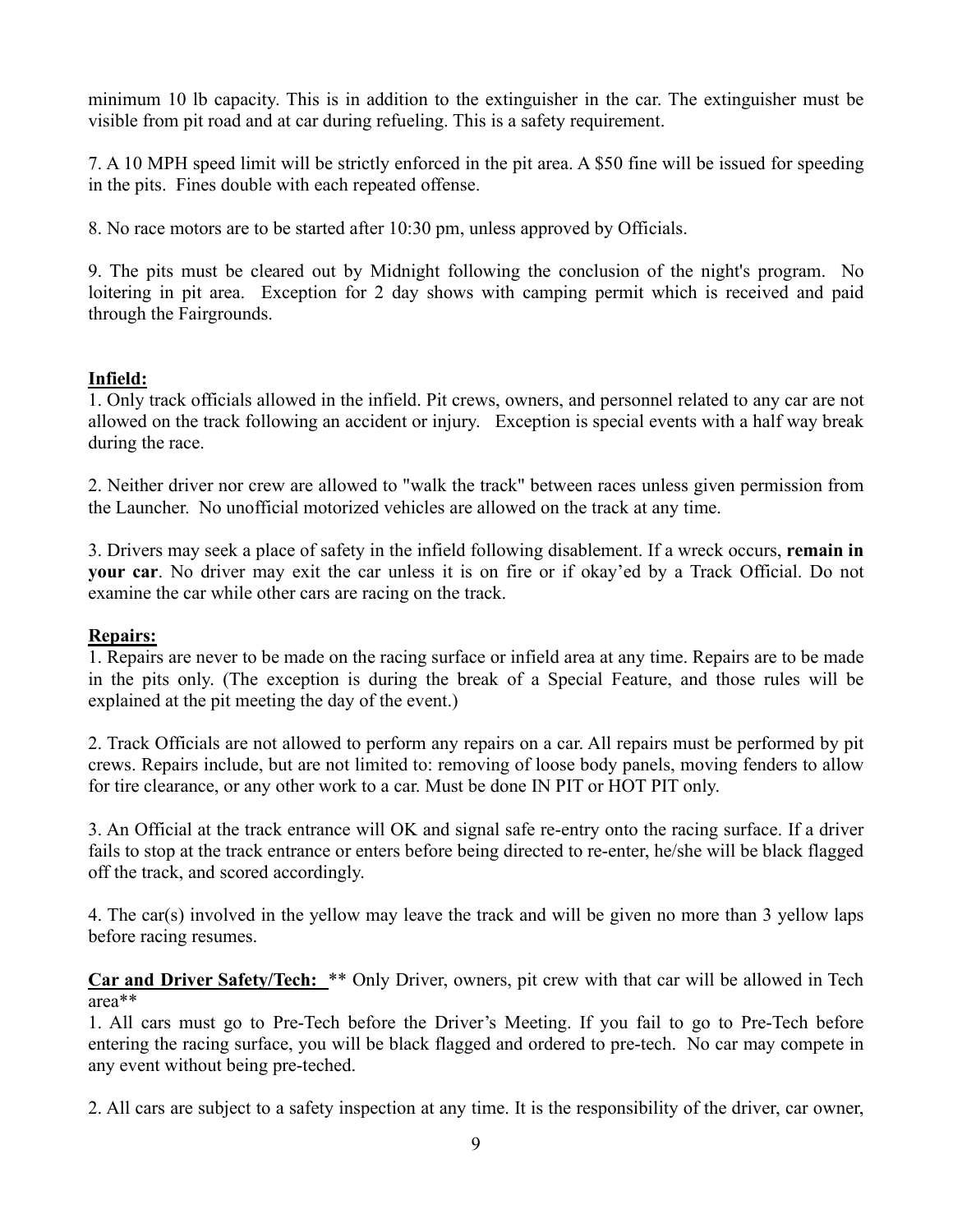minimum 10 lb capacity. This is in addition to the extinguisher in the car. The extinguisher must be visible from pit road and at car during refueling. This is a safety requirement.

7. A 10 MPH speed limit will be strictly enforced in the pit area. A $50 fine will be issued for speeding in the pits. Fines double with each repeated offense.

8. No race motors are to be started after 10:30 pm, unless approved by Officials.

9. The pits must be cleared out by Midnight following the conclusion of the night's program. No loitering in pit area. Exception for 2 day shows with camping permit which is received and paid through the Fairgrounds.

## Infield:

1. Only track officials allowed in the infield. Pit crews, owners, and personnel related to any car are not allowed on the track following an accident or injury. Exception is special events with a half way break during the race.

2. Neither driver nor crew are allowed to "walk the track" between races unless given permission from the Launcher. No unofficial motorized vehicles are allowed on the track at any time.

3. Drivers may seek a place of safety in the infield following disablement. If a wreck occurs, **remain in your car**. No driver may exit the car unless it is on fire or if okay'ed by a Track Official. Do not examine the car while other cars are racing on the track.

## Repairs:

1. Repairs are never to be made on the racing surface or infield area at any time. Repairs are to be made in the pits only. (The exception is during the break of a Special Feature, and those rules will be explained at the pit meeting the day of the event.)

2. Track Officials are not allowed to perform any repairs on a car. All repairs must be performed by pit crews. Repairs include, but are not limited to: removing of loose body panels, moving fenders to allow for tire clearance, or any other work to a car. Must be done IN PIT or HOT PIT only.

3. An Official at the track entrance will OK and signal safe re-entry onto the racing surface. If a driver fails to stop at the track entrance or enters before being directed to re-enter, he/she will be black flagged off the track, and scored accordingly.

4. The car(s) involved in the yellow may leave the track and will be given no more than 3 yellow laps before racing resumes.

**Car and Driver Safety/Tech:** ** Only Driver, owners, pit crew with that car will be allowed in Tech area**

1. All cars must go to Pre-Tech before the Driver's Meeting. If you fail to go to Pre-Tech before entering the racing surface, you will be black flagged and ordered to pre-tech. No car may compete in any event without being pre-teched.

2. All cars are subject to a safety inspection at any time. It is the responsibility of the driver, car owner,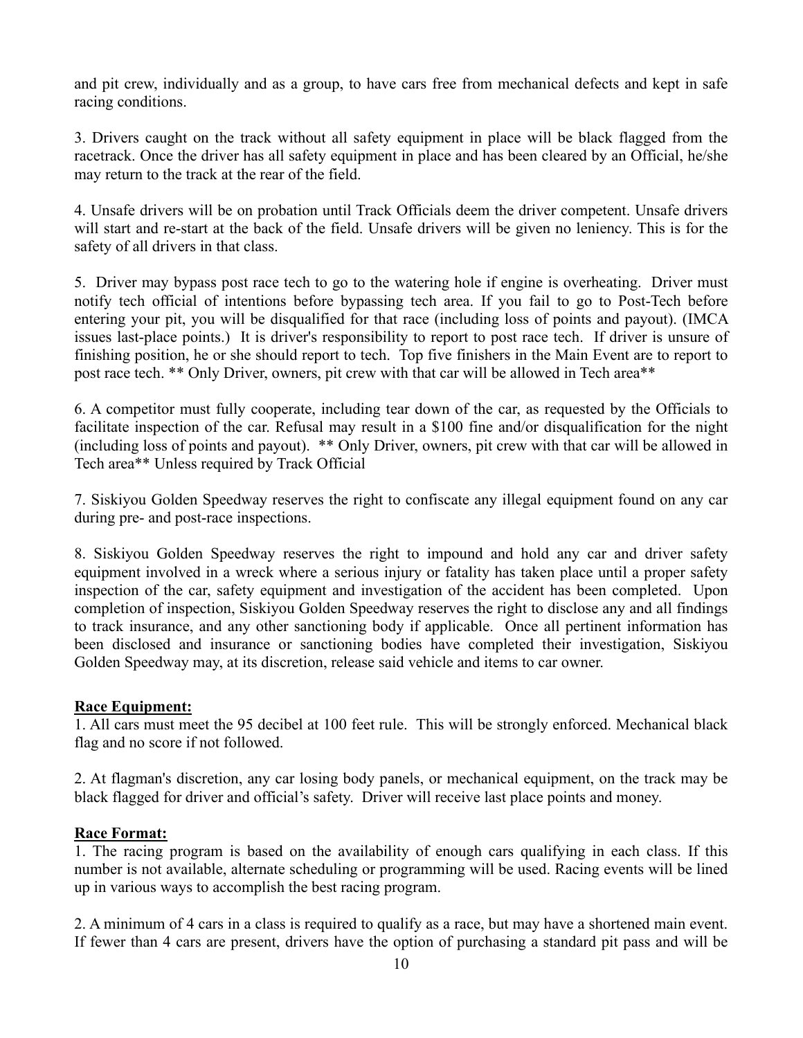and pit crew, individually and as a group, to have cars free from mechanical defects and kept in safe racing conditions.

3. Drivers caught on the track without all safety equipment in place will be black flagged from the racetrack. Once the driver has all safety equipment in place and has been cleared by an Official, he/she may return to the track at the rear of the field.

4. Unsafe drivers will be on probation until Track Officials deem the driver competent. Unsafe drivers will start and re-start at the back of the field. Unsafe drivers will be given no leniency. This is for the safety of all drivers in that class.

5. Driver may bypass post race tech to go to the watering hole if engine is overheating. Driver must notify tech official of intentions before bypassing tech area. If you fail to go to Post-Tech before entering your pit, you will be disqualified for that race (including loss of points and payout). (IMCA issues last-place points.) It is driver's responsibility to report to post race tech. If driver is unsure of finishing position, he or she should report to tech. Top five finishers in the Main Event are to report to post race tech. ** Only Driver, owners, pit crew with that car will be allowed in Tech area**

6. A competitor must fully cooperate, including tear down of the car, as requested by the Officials to facilitate inspection of the car. Refusal may result in a $100 fine and/or disqualification for the night (including loss of points and payout). ** Only Driver, owners, pit crew with that car will be allowed in Tech area** Unless required by Track Official

7. Siskiyou Golden Speedway reserves the right to confiscate any illegal equipment found on any car during pre- and post-race inspections.

8. Siskiyou Golden Speedway reserves the right to impound and hold any car and driver safety equipment involved in a wreck where a serious injury or fatality has taken place until a proper safety inspection of the car, safety equipment and investigation of the accident has been completed. Upon completion of inspection, Siskiyou Golden Speedway reserves the right to disclose any and all findings to track insurance, and any other sanctioning body if applicable. Once all pertinent information has been disclosed and insurance or sanctioning bodies have completed their investigation, Siskiyou Golden Speedway may, at its discretion, release said vehicle and items to car owner.

**Race Equipment:**

1. All cars must meet the 95 decibel at 100 feet rule. This will be strongly enforced. Mechanical black flag and no score if not followed.

2. At flagman's discretion, any car losing body panels, or mechanical equipment, on the track may be black flagged for driver and official's safety. Driver will receive last place points and money.

**Race Format:**

1. The racing program is based on the availability of enough cars qualifying in each class. If this number is not available, alternate scheduling or programming will be used. Racing events will be lined up in various ways to accomplish the best racing program.

2. A minimum of 4 cars in a class is required to qualify as a race, but may have a shortened main event. If fewer than 4 cars are present, drivers have the option of purchasing a standard pit pass and will be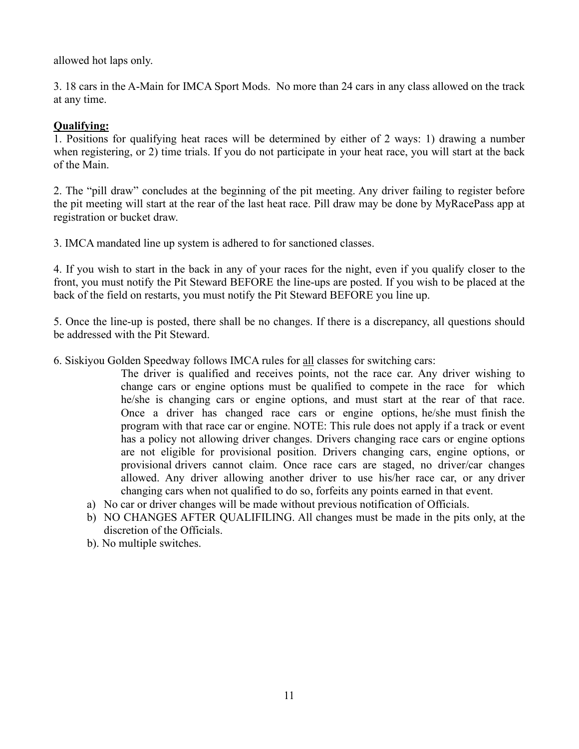allowed hot laps only.

3. 18 cars in the A-Main for IMCA Sport Mods. No more than 24 cars in any class allowed on the track at any time.

**Qualifying:**

1. Positions for qualifying heat races will be determined by either of 2 ways: 1) drawing a number when registering, or 2) time trials. If you do not participate in your heat race, you will start at the back of the Main.

2. The "pill draw" concludes at the beginning of the pit meeting. Any driver failing to register before the pit meeting will start at the rear of the last heat race. Pill draw may be done by MyRacePass app at registration or bucket draw.

3. IMCA mandated line up system is adhered to for sanctioned classes.

4. If you wish to start in the back in any of your races for the night, even if you qualify closer to the front, you must notify the Pit Steward BEFORE the line-ups are posted. If you wish to be placed at the back of the field on restarts, you must notify the Pit Steward BEFORE you line up.

5. Once the line-up is posted, there shall be no changes. If there is a discrepancy, all questions should be addressed with the Pit Steward.

6. Siskiyou Golden Speedway follows IMCA rules for all classes for switching cars:

> The driver is qualified and receives points, not the race car. Any driver wishing to change cars or engine options must be qualified to compete in the race for which he/she is changing cars or engine options, and must start at the rear of that race. Once a driver has changed race cars or engine options, he/she must finish the program with that race car or engine. NOTE: This rule does not apply if a track or event has a policy not allowing driver changes. Drivers changing race cars or engine options are not eligible for provisional position. Drivers changing cars, engine options, or provisional drivers cannot claim. Once race cars are staged, no driver/car changes allowed. Any driver allowing another driver to use his/her race car, or any driver changing cars when not qualified to do so, forfeits any points earned in that event.

a) No car or driver changes will be made without previous notification of Officials.

b) NO CHANGES AFTER QUALIFILING. All changes must be made in the pits only, at the discretion of the Officials.

b). No multiple switches.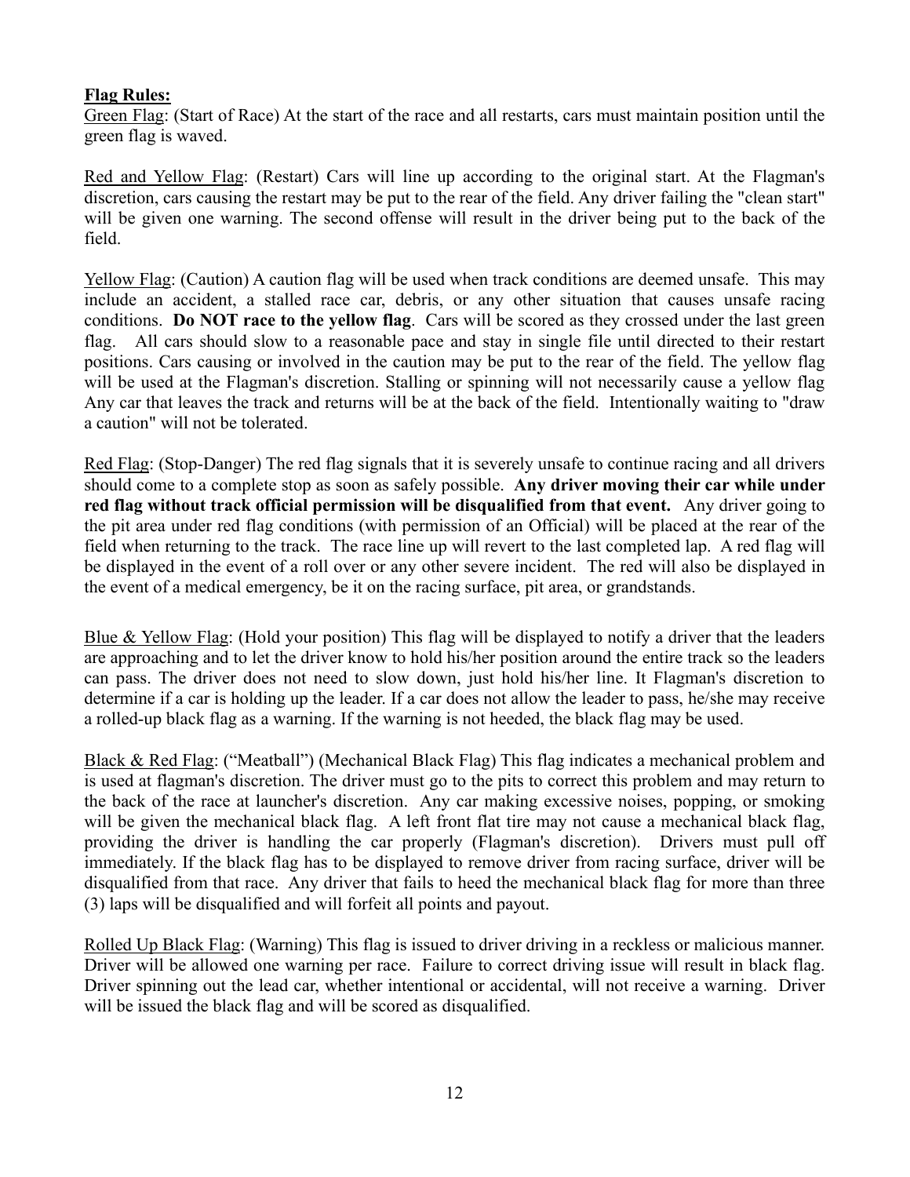**Flag Rules:**

Green Flag: (Start of Race) At the start of the race and all restarts, cars must maintain position until the green flag is waved.

Red and Yellow Flag: (Restart) Cars will line up according to the original start. At the Flagman's discretion, cars causing the restart may be put to the rear of the field. Any driver failing the "clean start" will be given one warning. The second offense will result in the driver being put to the back of the field.

Yellow Flag: (Caution) A caution flag will be used when track conditions are deemed unsafe. This may include an accident, a stalled race car, debris, or any other situation that causes unsafe racing conditions. **Do NOT race to the yellow flag**. Cars will be scored as they crossed under the last green flag. All cars should slow to a reasonable pace and stay in single file until directed to their restart positions. Cars causing or involved in the caution may be put to the rear of the field. The yellow flag will be used at the Flagman's discretion. Stalling or spinning will not necessarily cause a yellow flag Any car that leaves the track and returns will be at the back of the field. Intentionally waiting to "draw a caution" will not be tolerated.

Red Flag: (Stop-Danger) The red flag signals that it is severely unsafe to continue racing and all drivers should come to a complete stop as soon as safely possible. **Any driver moving their car while under red flag without track official permission will be disqualified from that event.** Any driver going to the pit area under red flag conditions (with permission of an Official) will be placed at the rear of the field when returning to the track. The race line up will revert to the last completed lap. A red flag will be displayed in the event of a roll over or any other severe incident. The red will also be displayed in the event of a medical emergency, be it on the racing surface, pit area, or grandstands.

Blue & Yellow Flag: (Hold your position) This flag will be displayed to notify a driver that the leaders are approaching and to let the driver know to hold his/her position around the entire track so the leaders can pass. The driver does not need to slow down, just hold his/her line. It Flagman's discretion to determine if a car is holding up the leader. If a car does not allow the leader to pass, he/she may receive a rolled-up black flag as a warning. If the warning is not heeded, the black flag may be used.

Black & Red Flag: ("Meatball") (Mechanical Black Flag) This flag indicates a mechanical problem and is used at flagman's discretion. The driver must go to the pits to correct this problem and may return to the back of the race at launcher's discretion. Any car making excessive noises, popping, or smoking will be given the mechanical black flag. A left front flat tire may not cause a mechanical black flag, providing the driver is handling the car properly (Flagman's discretion). Drivers must pull off immediately. If the black flag has to be displayed to remove driver from racing surface, driver will be disqualified from that race. Any driver that fails to heed the mechanical black flag for more than three (3) laps will be disqualified and will forfeit all points and payout.

Rolled Up Black Flag: (Warning) This flag is issued to driver driving in a reckless or malicious manner. Driver will be allowed one warning per race. Failure to correct driving issue will result in black flag. Driver spinning out the lead car, whether intentional or accidental, will not receive a warning. Driver will be issued the black flag and will be scored as disqualified.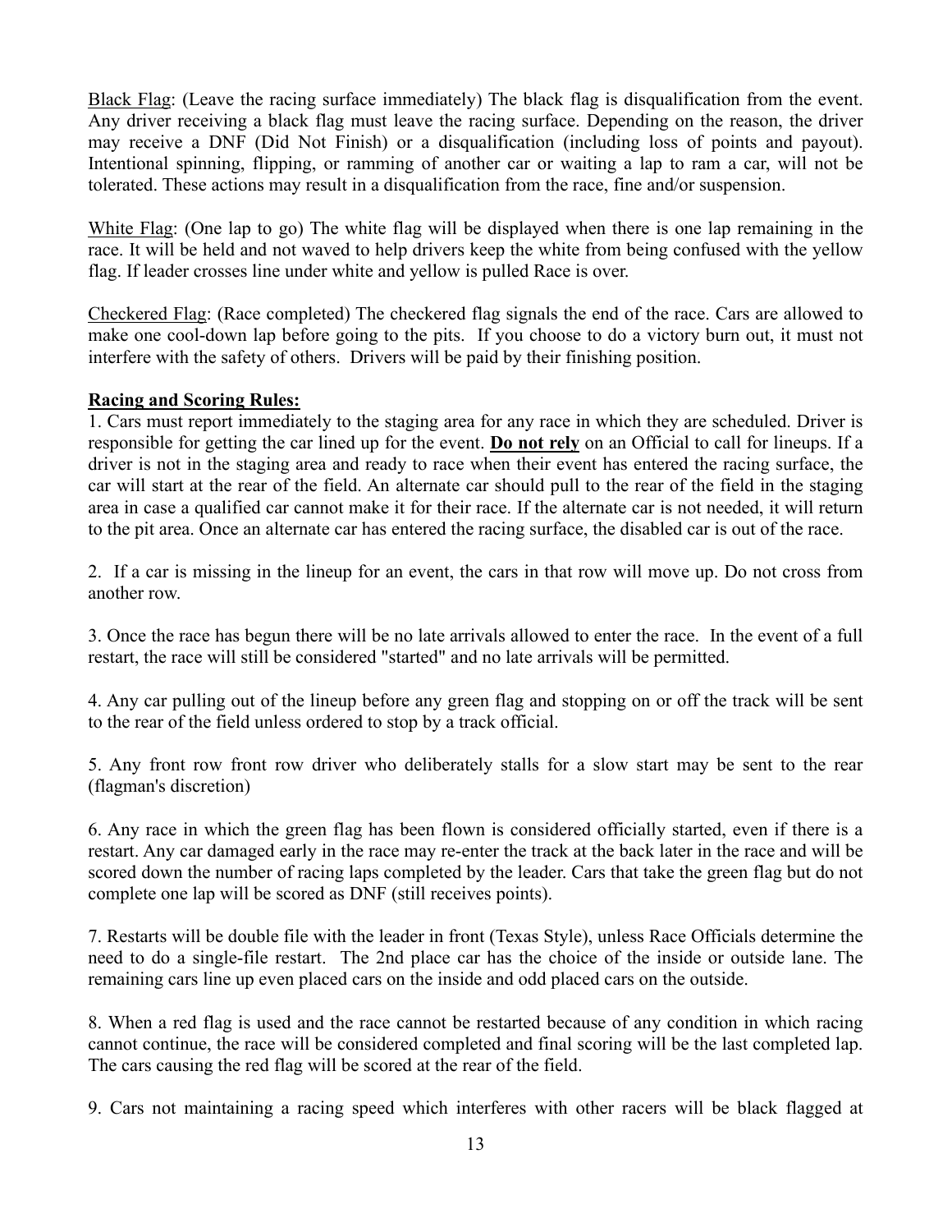Black Flag: (Leave the racing surface immediately) The black flag is disqualification from the event. Any driver receiving a black flag must leave the racing surface. Depending on the reason, the driver may receive a DNF (Did Not Finish) or a disqualification (including loss of points and payout). Intentional spinning, flipping, or ramming of another car or waiting a lap to ram a car, will not be tolerated. These actions may result in a disqualification from the race, fine and/or suspension.

White Flag: (One lap to go) The white flag will be displayed when there is one lap remaining in the race. It will be held and not waved to help drivers keep the white from being confused with the yellow flag. If leader crosses line under white and yellow is pulled Race is over.

Checkered Flag: (Race completed) The checkered flag signals the end of the race. Cars are allowed to make one cool-down lap before going to the pits. If you choose to do a victory burn out, it must not interfere with the safety of others. Drivers will be paid by their finishing position.

**Racing and Scoring Rules:**

1. Cars must report immediately to the staging area for any race in which they are scheduled. Driver is responsible for getting the car lined up for the event. **Do not rely** on an Official to call for lineups. If a driver is not in the staging area and ready to race when their event has entered the racing surface, the car will start at the rear of the field. An alternate car should pull to the rear of the field in the staging area in case a qualified car cannot make it for their race. If the alternate car is not needed, it will return to the pit area. Once an alternate car has entered the racing surface, the disabled car is out of the race.

2. If a car is missing in the lineup for an event, the cars in that row will move up. Do not cross from another row.

3. Once the race has begun there will be no late arrivals allowed to enter the race. In the event of a full restart, the race will still be considered "started" and no late arrivals will be permitted.

4. Any car pulling out of the lineup before any green flag and stopping on or off the track will be sent to the rear of the field unless ordered to stop by a track official.

5. Any front row front row driver who deliberately stalls for a slow start may be sent to the rear (flagman's discretion)

6. Any race in which the green flag has been flown is considered officially started, even if there is a restart. Any car damaged early in the race may re-enter the track at the back later in the race and will be scored down the number of racing laps completed by the leader. Cars that take the green flag but do not complete one lap will be scored as DNF (still receives points).

7. Restarts will be double file with the leader in front (Texas Style), unless Race Officials determine the need to do a single-file restart. The 2nd place car has the choice of the inside or outside lane. The remaining cars line up even placed cars on the inside and odd placed cars on the outside.

8. When a red flag is used and the race cannot be restarted because of any condition in which racing cannot continue, the race will be considered completed and final scoring will be the last completed lap. The cars causing the red flag will be scored at the rear of the field.

9. Cars not maintaining a racing speed which interferes with other racers will be black flagged at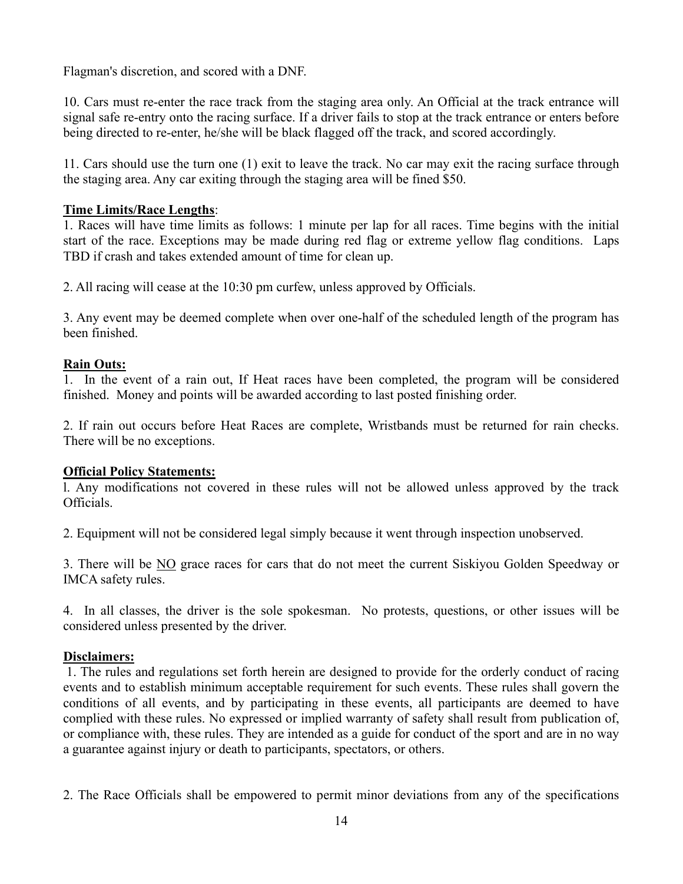Flagman's discretion, and scored with a DNF.

10. Cars must re-enter the race track from the staging area only. An Official at the track entrance will signal safe re-entry onto the racing surface. If a driver fails to stop at the track entrance or enters before being directed to re-enter, he/she will be black flagged off the track, and scored accordingly.

11. Cars should use the turn one (1) exit to leave the track. No car may exit the racing surface through the staging area. Any car exiting through the staging area will be fined $50.

**Time Limits/Race Lengths**:

1. Races will have time limits as follows: 1 minute per lap for all races. Time begins with the initial start of the race. Exceptions may be made during red flag or extreme yellow flag conditions. Laps TBD if crash and takes extended amount of time for clean up.

2. All racing will cease at the 10:30 pm curfew, unless approved by Officials.

3. Any event may be deemed complete when over one-half of the scheduled length of the program has been finished.

**Rain Outs:**

1. In the event of a rain out, If Heat races have been completed, the program will be considered finished. Money and points will be awarded according to last posted finishing order.

2. If rain out occurs before Heat Races are complete, Wristbands must be returned for rain checks. There will be no exceptions.

**Official Policy Statements:**

l. Any modifications not covered in these rules will not be allowed unless approved by the track Officials.

2. Equipment will not be considered legal simply because it went through inspection unobserved.

3. There will be NO grace races for cars that do not meet the current Siskiyou Golden Speedway or IMCA safety rules.

4. In all classes, the driver is the sole spokesman. No protests, questions, or other issues will be considered unless presented by the driver.

**Disclaimers:**

1. The rules and regulations set forth herein are designed to provide for the orderly conduct of racing events and to establish minimum acceptable requirement for such events. These rules shall govern the conditions of all events, and by participating in these events, all participants are deemed to have complied with these rules. No expressed or implied warranty of safety shall result from publication of, or compliance with, these rules. They are intended as a guide for conduct of the sport and are in no way a guarantee against injury or death to participants, spectators, or others.

2. The Race Officials shall be empowered to permit minor deviations from any of the specifications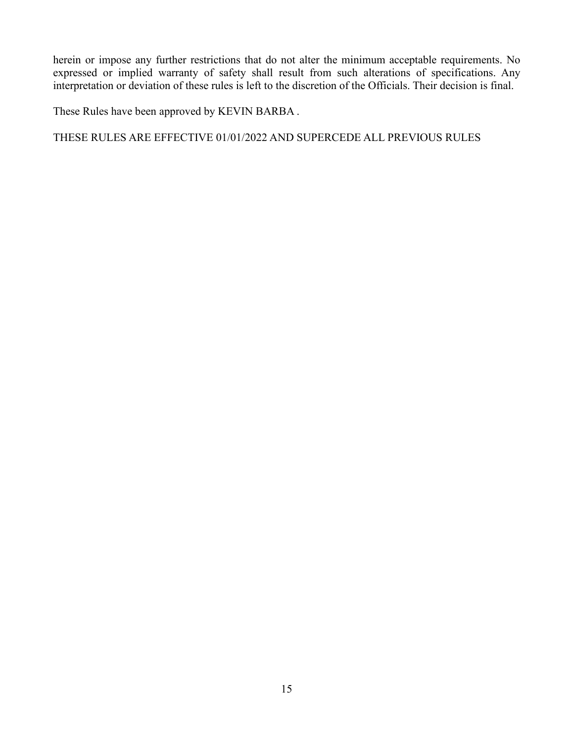herein or impose any further restrictions that do not alter the minimum acceptable requirements. No expressed or implied warranty of safety shall result from such alterations of specifications. Any interpretation or deviation of these rules is left to the discretion of the Officials. Their decision is final.

These Rules have been approved by KEVIN BARBA .

THESE RULES ARE EFFECTIVE 01/01/2022 AND SUPERCEDE ALL PREVIOUS RULES